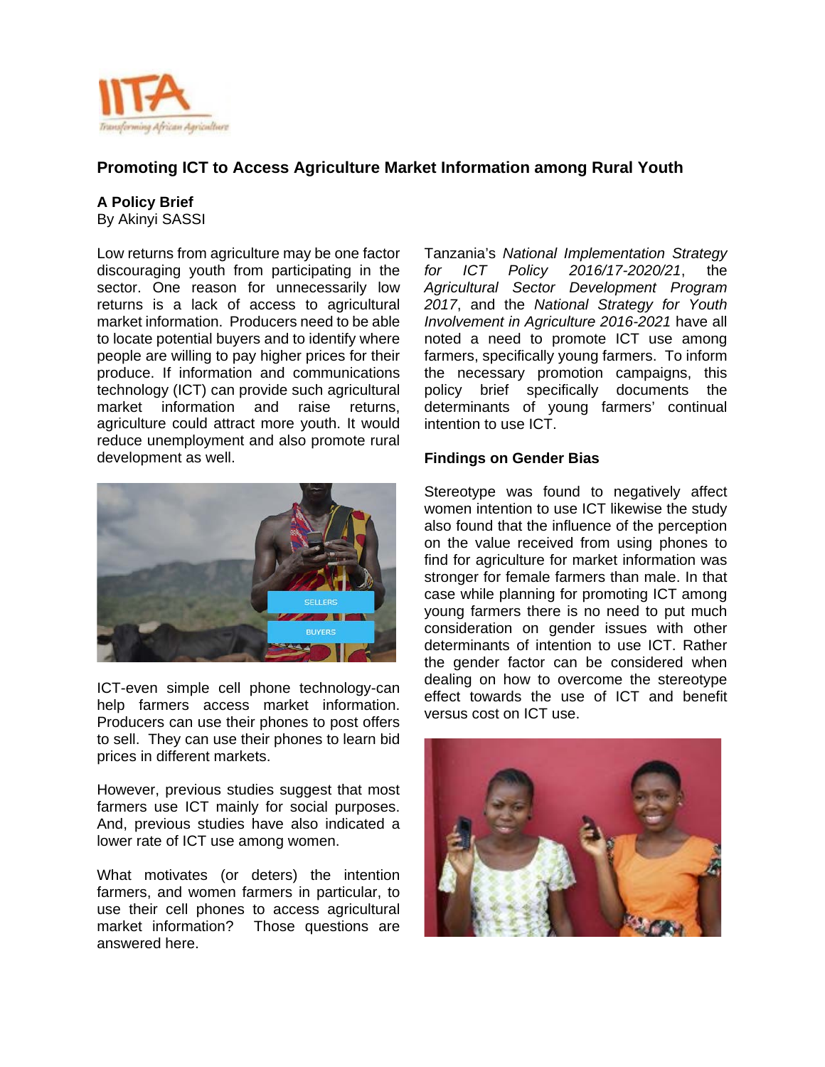# Promoting ICT to Access Agriculture Market Information among Rural Youth

**A Policy Brief**
By Akinyi SASSI

Low returns from agriculture may be one factor discouraging youth from participating in the sector. One reason for unnecessarily low returns is a lack of access to agricultural market information. Producers need to be able to locate potential buyers and to identify where people are willing to pay higher prices for their produce. If information and communications technology (ICT) can provide such agricultural market information and raise returns, agriculture could attract more youth. It would reduce unemployment and also promote rural development as well.

ICT-even simple cell phone technology-can help farmers access market information. Producers can use their phones to post offers to sell. They can use their phones to learn bid prices in different markets.

However, previous studies suggest that most farmers use ICT mainly for social purposes. And, previous studies have also indicated a lower rate of ICT use among women.

What motivates (or deters) the intention farmers, and women farmers in particular, to use their cell phones to access agricultural market information? Those questions are answered here.

Tanzania's *National Implementation Strategy for ICT Policy 2016/17-2020/21*, the *Agricultural Sector Development Program 2017*, and the *National Strategy for Youth Involvement in Agriculture 2016-2021* have all noted a need to promote ICT use among farmers, specifically young farmers. To inform the necessary promotion campaigns, this policy brief specifically documents the determinants of young farmers' continual intention to use ICT.

## Findings on Gender Bias

Stereotype was found to negatively affect women intention to use ICT likewise the study also found that the influence of the perception on the value received from using phones to find for agriculture for market information was stronger for female farmers than male. In that case while planning for promoting ICT among young farmers there is no need to put much consideration on gender issues with other determinants of intention to use ICT. Rather the gender factor can be considered when dealing on how to overcome the stereotype effect towards the use of ICT and benefit versus cost on ICT use.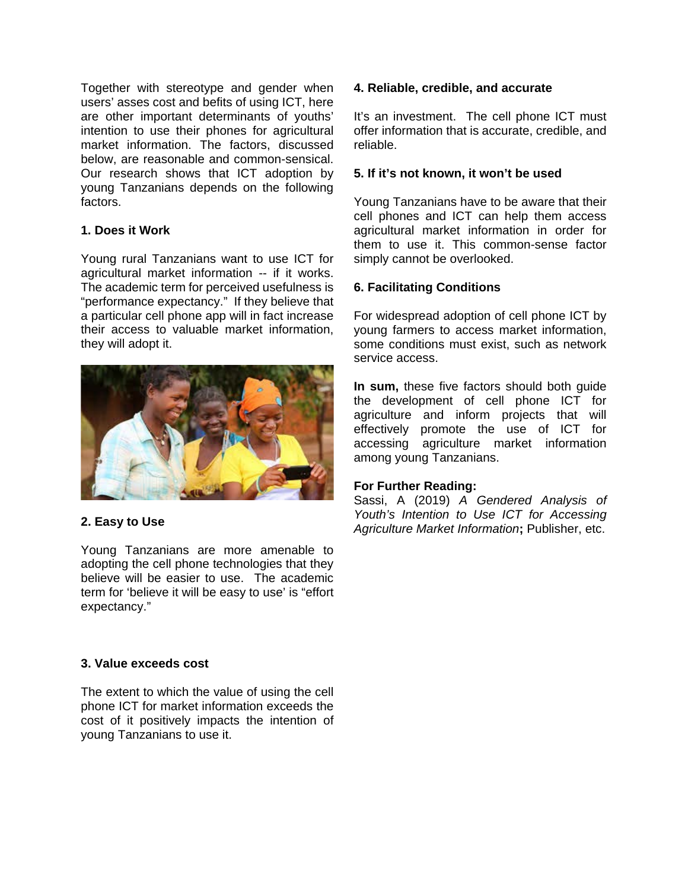Together with stereotype and gender when users' asses cost and befits of using ICT, here are other important determinants of youths' intention to use their phones for agricultural market information. The factors, discussed below, are reasonable and common-sensical. Our research shows that ICT adoption by young Tanzanians depends on the following factors.

**1. Does it Work**

Young rural Tanzanians want to use ICT for agricultural market information -- if it works. The academic term for perceived usefulness is "performance expectancy." If they believe that a particular cell phone app will in fact increase their access to valuable market information, they will adopt it.

**2. Easy to Use**

Young Tanzanians are more amenable to adopting the cell phone technologies that they believe will be easier to use. The academic term for 'believe it will be easy to use' is "effort expectancy."

**3. Value exceeds cost**

The extent to which the value of using the cell phone ICT for market information exceeds the cost of it positively impacts the intention of young Tanzanians to use it.

**4. Reliable, credible, and accurate**

It's an investment. The cell phone ICT must offer information that is accurate, credible, and reliable.

**5. If it's not known, it won't be used**

Young Tanzanians have to be aware that their cell phones and ICT can help them access agricultural market information in order for them to use it. This common-sense factor simply cannot be overlooked.

**6. Facilitating Conditions**

For widespread adoption of cell phone ICT by young farmers to access market information, some conditions must exist, such as network service access.

**In sum,** these five factors should both guide the development of cell phone ICT for agriculture and inform projects that will effectively promote the use of ICT for accessing agriculture market information among young Tanzanians.

**For Further Reading:**
Sassi, A (2019) *A Gendered Analysis of Youth's Intention to Use ICT for Accessing Agriculture Market Information*; Publisher, etc.